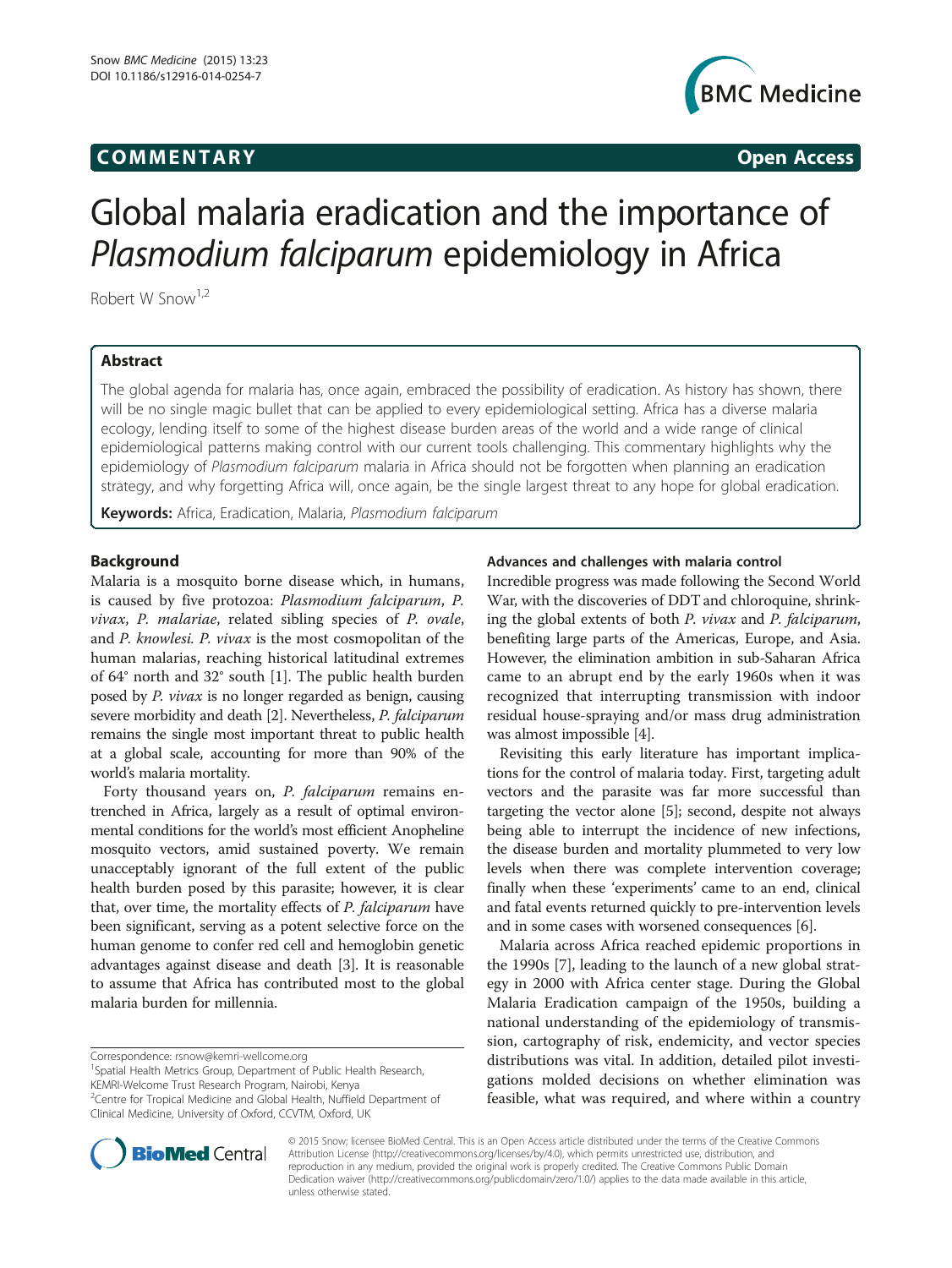# COMMENTARY

# Global malaria eradication and the importance of *Plasmodium falciparum* epidemiology in Africa

Robert W Snow[1,2]

## Abstract

The global agenda for malaria has, once again, embraced the possibility of eradication. As history has shown, there will be no single magic bullet that can be applied to every epidemiological setting. Africa has a diverse malaria ecology, lending itself to some of the highest disease burden areas of the world and a wide range of clinical epidemiological patterns making control with our current tools challenging. This commentary highlights why the epidemiology of *Plasmodium falciparum* malaria in Africa should not be forgotten when planning an eradication strategy, and why forgetting Africa will, once again, be the single largest threat to any hope for global eradication.

**Keywords:** Africa, Eradication, Malaria, *Plasmodium falciparum*

## Background

Malaria is a mosquito borne disease which, in humans, is caused by five protozoa: *Plasmodium falciparum*, *P. vivax*, *P. malariae*, related sibling species of *P. ovale*, and *P. knowlesi*. *P. vivax* is the most cosmopolitan of the human malarias, reaching historical latitudinal extremes of 64° north and 32° south [1]. The public health burden posed by *P. vivax* is no longer regarded as benign, causing severe morbidity and death [2]. Nevertheless, *P. falciparum* remains the single most important threat to public health at a global scale, accounting for more than 90% of the world's malaria mortality.

Forty thousand years on, *P. falciparum* remains entrenched in Africa, largely as a result of optimal environmental conditions for the world's most efficient Anopheline mosquito vectors, amid sustained poverty. We remain unacceptably ignorant of the full extent of the public health burden posed by this parasite; however, it is clear that, over time, the mortality effects of *P. falciparum* have been significant, serving as a potent selective force on the human genome to confer red cell and hemoglobin genetic advantages against disease and death [3]. It is reasonable to assume that Africa has contributed most to the global malaria burden for millennia.

Correspondence: rsnow@kemri-wellcome.org

[1]Spatial Health Metrics Group, Department of Public Health Research, KEMRI-Welcome Trust Research Program, Nairobi, Kenya

[2]Centre for Tropical Medicine and Global Health, Nuffield Department of Clinical Medicine, University of Oxford, CCVTM, Oxford, UK

### Advances and challenges with malaria control

Incredible progress was made following the Second World War, with the discoveries of DDT and chloroquine, shrinking the global extents of both *P. vivax* and *P. falciparum*, benefiting large parts of the Americas, Europe, and Asia. However, the elimination ambition in sub-Saharan Africa came to an abrupt end by the early 1960s when it was recognized that interrupting transmission with indoor residual house-spraying and/or mass drug administration was almost impossible [4].

Revisiting this early literature has important implications for the control of malaria today. First, targeting adult vectors and the parasite was far more successful than targeting the vector alone [5]; second, despite not always being able to interrupt the incidence of new infections, the disease burden and mortality plummeted to very low levels when there was complete intervention coverage; finally when these 'experiments' came to an end, clinical and fatal events returned quickly to pre-intervention levels and in some cases with worsened consequences [6].

Malaria across Africa reached epidemic proportions in the 1990s [7], leading to the launch of a new global strategy in 2000 with Africa center stage. During the Global Malaria Eradication campaign of the 1950s, building a national understanding of the epidemiology of transmission, cartography of risk, endemicity, and vector species distributions was vital. In addition, detailed pilot investigations molded decisions on whether elimination was feasible, what was required, and where within a country

© 2015 Snow; licensee BioMed Central. This is an Open Access article distributed under the terms of the Creative Commons Attribution License (http://creativecommons.org/licenses/by/4.0), which permits unrestricted use, distribution, and reproduction in any medium, provided the original work is properly credited. The Creative Commons Public Domain Dedication waiver (http://creativecommons.org/publicdomain/zero/1.0/) applies to the data made available in this article, unless otherwise stated.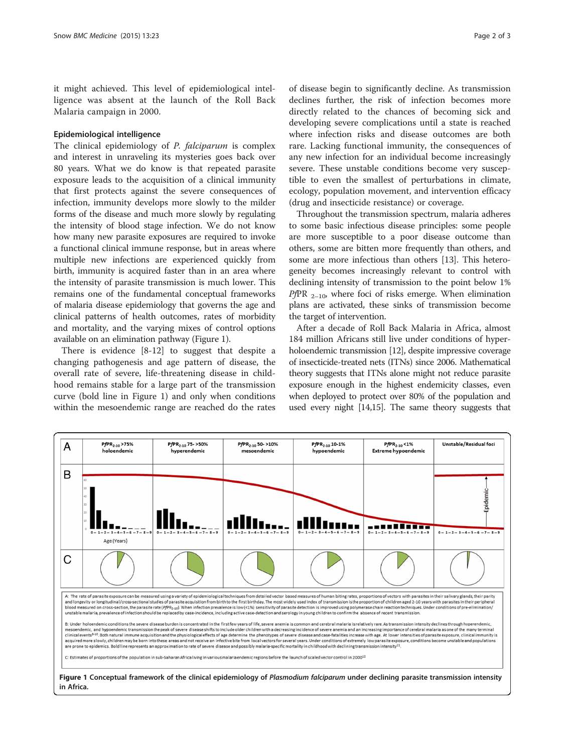it might achieved. This level of epidemiological intelligence was absent at the launch of the Roll Back Malaria campaign in 2000.

### Epidemiological intelligence

The clinical epidemiology of *P. falciparum* is complex and interest in unraveling its mysteries goes back over 80 years. What we do know is that repeated parasite exposure leads to the acquisition of a clinical immunity that first protects against the severe consequences of infection, immunity develops more slowly to the milder forms of the disease and much more slowly by regulating the intensity of blood stage infection. We do not know how many new parasite exposures are required to invoke a functional clinical immune response, but in areas where multiple new infections are experienced quickly from birth, immunity is acquired faster than in an area where the intensity of parasite transmission is much lower. This remains one of the fundamental conceptual frameworks of malaria disease epidemiology that governs the age and clinical patterns of health outcomes, rates of morbidity and mortality, and the varying mixes of control options available on an elimination pathway (Figure 1).

There is evidence [8-12] to suggest that despite a changing pathogenesis and age pattern of disease, the overall rate of severe, life-threatening disease in childhood remains stable for a large part of the transmission curve (bold line in Figure 1) and only when conditions within the mesoendemic range are reached do the rates of disease begin to significantly decline. As transmission declines further, the risk of infection becomes more directly related to the chances of becoming sick and developing severe complications until a state is reached where infection risks and disease outcomes are both rare. Lacking functional immunity, the consequences of any new infection for an individual become increasingly severe. These unstable conditions become very susceptible to even the smallest of perturbations in climate, ecology, population movement, and intervention efficacy (drug and insecticide resistance) or coverage.

Throughout the transmission spectrum, malaria adheres to some basic infectious disease principles: some people are more susceptible to a poor disease outcome than others, some are bitten more frequently than others, and some are more infectious than others [13]. This heterogeneity becomes increasingly relevant to control with declining intensity of transmission to the point below 1% $PfPR_{2-10}$, where foci of risks emerge. When elimination plans are activated, these sinks of transmission become the target of intervention.

After a decade of Roll Back Malaria in Africa, almost 184 million Africans still live under conditions of hyper-holoendemic transmission [12], despite impressive coverage of insecticide-treated nets (ITNs) since 2006. Mathematical theory suggests that ITNs alone might not reduce parasite exposure enough in the highest endemicity classes, even when deployed to protect over 80% of the population and used every night [14,15]. The same theory suggests that

| A | $PfPR_{2-10}$ >75% holoendemic | $PfPR_{2-10}$ 75- >50% hyperendemic | $PfPR_{2-10}$ 50- >10% mesoendemic | $PfPR_{2-10}$ 10-1% hypoendemic | $PfPR_{2-10}$ <1% Extreme hypoendemic | Unstable/Residual foci |
|---|---|---|---|---|---|---|
| B | | | | | | |
| C | | | | | | |

A: The rate of parasite exposure can be measured using a variety of epidemiological techniques from detailed vector based measures of human biting rates, proportions of vectors with parasites in their salivary glands, their parity and longevity or longitudinal/cross-sectional studies of parasite acquisition from birth to the first birthday. The most widely used index of transmission is the proportion of children aged 2-10 years with parasites in their peripheral blood measured on cross-section, the parasite rate ($PfPR_{2-10}$). When infection prevalence is low (<1%) sensitivity of parasite detection is improved using polymerase chain reaction techniques. Under conditions of pre-elimination/unstable malaria, prevalence of infection should be replaced by case-incidence, including active case-detection and serology in young children to confirm the absence of recent transmission.

B: Under holoendemic conditions the severe disease burden is concentrated in the first few years of life, severe anemia is common and cerebral malaria is relatively rare. As transmission intensity declines through hyperendemic, mesoendemic, and hypoendemic transmission the peak of severe disease shifts to include older children with a decreasing incidence of severe anemia and an increasing importance of cerebral malaria as one of the many terminal clinical events[8-10]. Both natural immune acquisition and the physiological effects of age determine the phenotypes of severe disease and case-fatalities increase with age. At lower intensities of parasite exposure, clinical immunity is acquired more slowly, children may be born into these areas and not receive an infective bite from local vectors for several years. Under conditions of extremely low parasite exposure, conditions become unstable and populations are prone to epidemics. Bold line represents an approximation to rate of severe disease and possibly malaria-specific mortality in childhood with declining transmission intensity[11].

C: Estimates of proportions of the population in sub-Saharan Africa living in various malaria endemic regions before the launch of scaled vector control in 2000[12]

**Figure 1 Conceptual framework of the clinical epidemiology of *Plasmodium falciparum* under declining parasite transmission intensity in Africa.**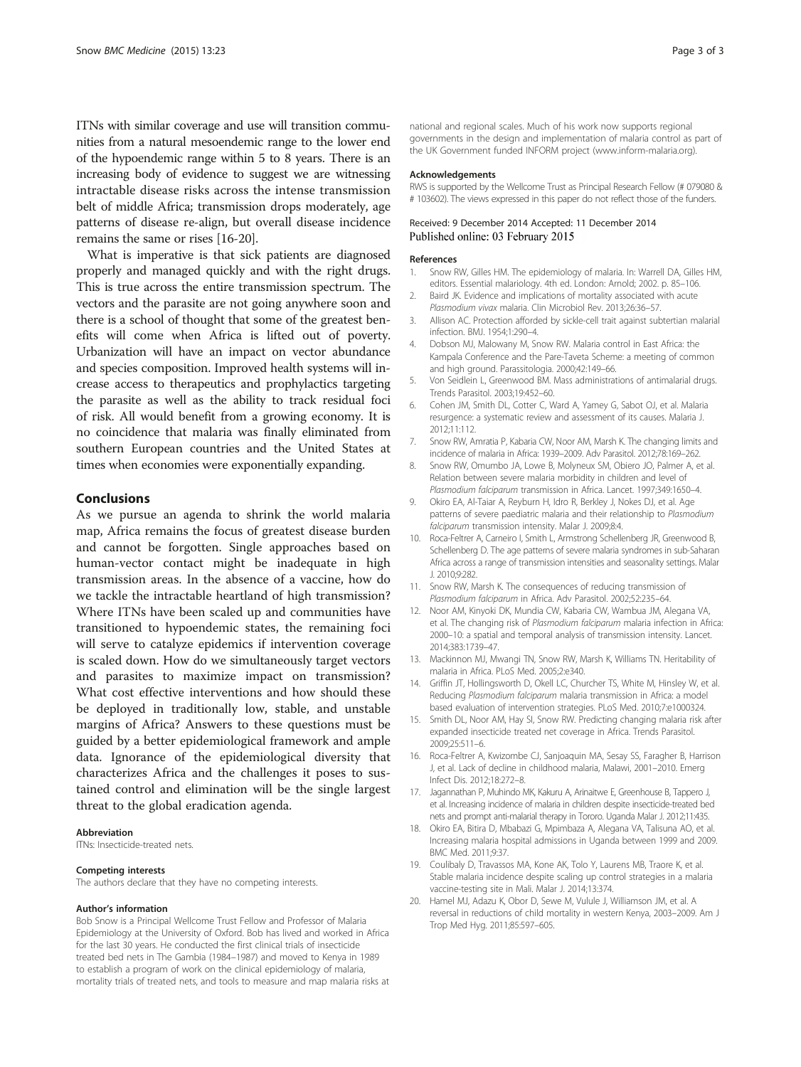ITNs with similar coverage and use will transition communities from a natural mesoendemic range to the lower end of the hypoendemic range within 5 to 8 years. There is an increasing body of evidence to suggest we are witnessing intractable disease risks across the intense transmission belt of middle Africa; transmission drops moderately, age patterns of disease re-align, but overall disease incidence remains the same or rises [16-20].

What is imperative is that sick patients are diagnosed properly and managed quickly and with the right drugs. This is true across the entire transmission spectrum. The vectors and the parasite are not going anywhere soon and there is a school of thought that some of the greatest benefits will come when Africa is lifted out of poverty. Urbanization will have an impact on vector abundance and species composition. Improved health systems will increase access to therapeutics and prophylactics targeting the parasite as well as the ability to track residual foci of risk. All would benefit from a growing economy. It is no coincidence that malaria was finally eliminated from southern European countries and the United States at times when economies were exponentially expanding.

## Conclusions

As we pursue an agenda to shrink the world malaria map, Africa remains the focus of greatest disease burden and cannot be forgotten. Single approaches based on human-vector contact might be inadequate in high transmission areas. In the absence of a vaccine, how do we tackle the intractable heartland of high transmission? Where ITNs have been scaled up and communities have transitioned to hypoendemic states, the remaining foci will serve to catalyze epidemics if intervention coverage is scaled down. How do we simultaneously target vectors and parasites to maximize impact on transmission? What cost effective interventions and how should these be deployed in traditionally low, stable, and unstable margins of Africa? Answers to these questions must be guided by a better epidemiological framework and ample data. Ignorance of the epidemiological diversity that characterizes Africa and the challenges it poses to sustained control and elimination will be the single largest threat to the global eradication agenda.

#### Abbreviation

ITNs: Insecticide-treated nets.

#### Competing interests

The authors declare that they have no competing interests.

#### Author's information

Bob Snow is a Principal Wellcome Trust Fellow and Professor of Malaria Epidemiology at the University of Oxford. Bob has lived and worked in Africa for the last 30 years. He conducted the first clinical trials of insecticide treated bed nets in The Gambia (1984–1987) and moved to Kenya in 1989 to establish a program of work on the clinical epidemiology of malaria, mortality trials of treated nets, and tools to measure and map malaria risks at national and regional scales. Much of his work now supports regional governments in the design and implementation of malaria control as part of the UK Government funded INFORM project (www.inform-malaria.org).

#### Acknowledgements

RWS is supported by the Wellcome Trust as Principal Research Fellow (# 079080 & # 103602). The views expressed in this paper do not reflect those of the funders.

Received: 9 December 2014 Accepted: 11 December 2014
Published online: 03 February 2015

#### References

1. Snow RW, Gilles HM. The epidemiology of malaria. In: Warrell DA, Gilles HM, editors. Essential malariology. 4th ed. London: Arnold; 2002. p. 85–106.
2. Baird JK. Evidence and implications of mortality associated with acute *Plasmodium vivax* malaria. Clin Microbiol Rev. 2013;26:36–57.
3. Allison AC. Protection afforded by sickle-cell trait against subtertian malarial infection. BMJ. 1954;1:290–4.
4. Dobson MJ, Malowany M, Snow RW. Malaria control in East Africa: the Kampala Conference and the Pare-Taveta Scheme: a meeting of common and high ground. Parassitologia. 2000;42:149–66.
5. Von Seidlein L, Greenwood BM. Mass administrations of antimalarial drugs. Trends Parasitol. 2003;19:452–60.
6. Cohen JM, Smith DL, Cotter C, Ward A, Yamey G, Sabot OJ, et al. Malaria resurgence: a systematic review and assessment of its causes. Malaria J. 2012;11:112.
7. Snow RW, Amratia P, Kabaria CW, Noor AM, Marsh K. The changing limits and incidence of malaria in Africa: 1939–2009. Adv Parasitol. 2012;78:169–262.
8. Snow RW, Omumbo JA, Lowe B, Molyneux SM, Obiero JO, Palmer A, et al. Relation between severe malaria morbidity in children and level of *Plasmodium falciparum* transmission in Africa. Lancet. 1997;349:1650–4.
9. Okiro EA, Al-Taiar A, Reyburn H, Idro R, Berkley J, Nokes DJ, et al. Age patterns of severe paediatric malaria and their relationship to *Plasmodium falciparum* transmission intensity. Malar J. 2009;8:4.
10. Roca-Feltrer A, Carneiro I, Smith L, Armstrong Schellenberg JR, Greenwood B, Schellenberg D. The age patterns of severe malaria syndromes in sub-Saharan Africa across a range of transmission intensities and seasonality settings. Malar J. 2010;9:282.
11. Snow RW, Marsh K. The consequences of reducing transmission of *Plasmodium falciparum* in Africa. Adv Parasitol. 2002;52:235–64.
12. Noor AM, Kinyoki DK, Mundia CW, Kabaria CW, Wambua JM, Alegana VA, et al. The changing risk of *Plasmodium falciparum* malaria infection in Africa: 2000–10: a spatial and temporal analysis of transmission intensity. Lancet. 2014;383:1739–47.
13. Mackinnon MJ, Mwangi TN, Snow RW, Marsh K, Williams TN. Heritability of malaria in Africa. PLoS Med. 2005;2:e340.
14. Griffin JT, Hollingsworth D, Okell LC, Churcher TS, White M, Hinsley W, et al. Reducing *Plasmodium falciparum* malaria transmission in Africa: a model based evaluation of intervention strategies. PLoS Med. 2010;7:e1000324.
15. Smith DL, Noor AM, Hay SI, Snow RW. Predicting changing malaria risk after expanded insecticide treated net coverage in Africa. Trends Parasitol. 2009;25:511–6.
16. Roca-Feltrer A, Kwizombe CJ, Sanjoaquin MA, Sesay SS, Faragher B, Harrison J, et al. Lack of decline in childhood malaria, Malawi, 2001–2010. Emerg Infect Dis. 2012;18:272–8.
17. Jagannathan P, Muhindo MK, Kakuru A, Arinaitwe E, Greenhouse B, Tappero J, et al. Increasing incidence of malaria in children despite insecticide-treated bed nets and prompt anti-malarial therapy in Tororo. Uganda Malar J. 2012;11:435.
18. Okiro EA, Bitira D, Mbabazi G, Mpimbaza A, Alegana VA, Talisuna AO, et al. Increasing malaria hospital admissions in Uganda between 1999 and 2009. BMC Med. 2011;9:37.
19. Coulibaly D, Travassos MA, Kone AK, Tolo Y, Laurens MB, Traore K, et al. Stable malaria incidence despite scaling up control strategies in a malaria vaccine-testing site in Mali. Malar J. 2014;13:374.
20. Hamel MJ, Adazu K, Obor D, Sewe M, Vulule J, Williamson JM, et al. A reversal in reductions of child mortality in western Kenya, 2003–2009. Am J Trop Med Hyg. 2011;85:597–605.